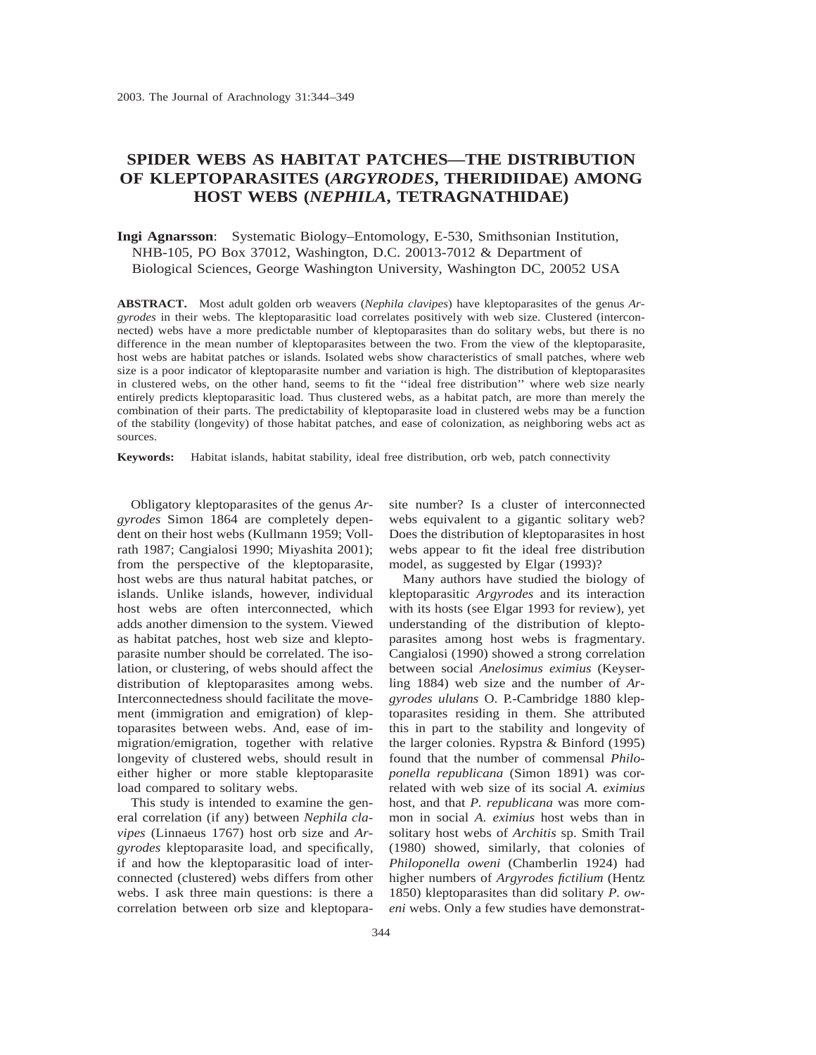# SPIDER WEBS AS HABITAT PATCHES—THE DISTRIBUTION OF KLEPTOPARASITES (*ARGYRODES*, THERIDIIDAE) AMONG HOST WEBS (*NEPHILA*, TETRAGNATHIDAE)

**Ingi Agnarsson**: Systematic Biology–Entomology, E-530, Smithsonian Institution, NHB-105, PO Box 37012, Washington, D.C. 20013-7012 & Department of Biological Sciences, George Washington University, Washington DC, 20052 USA

**ABSTRACT.** Most adult golden orb weavers (*Nephila clavipes*) have kleptoparasites of the genus *Argyrodes* in their webs. The kleptoparasitic load correlates positively with web size. Clustered (interconnected) webs have a more predictable number of kleptoparasites than do solitary webs, but there is no difference in the mean number of kleptoparasites between the two. From the view of the kleptoparasite, host webs are habitat patches or islands. Isolated webs show characteristics of small patches, where web size is a poor indicator of kleptoparasite number and variation is high. The distribution of kleptoparasites in clustered webs, on the other hand, seems to fit the ''ideal free distribution'' where web size nearly entirely predicts kleptoparasitic load. Thus clustered webs, as a habitat patch, are more than merely the combination of their parts. The predictability of kleptoparasite load in clustered webs may be a function of the stability (longevity) of those habitat patches, and ease of colonization, as neighboring webs act as sources.

**Keywords:** Habitat islands, habitat stability, ideal free distribution, orb web, patch connectivity

Obligatory kleptoparasites of the genus *Argyrodes* Simon 1864 are completely dependent on their host webs (Kullmann 1959; Vollrath 1987; Cangialosi 1990; Miyashita 2001); from the perspective of the kleptoparasite, host webs are thus natural habitat patches, or islands. Unlike islands, however, individual host webs are often interconnected, which adds another dimension to the system. Viewed as habitat patches, host web size and kleptoparasite number should be correlated. The isolation, or clustering, of webs should affect the distribution of kleptoparasites among webs. Interconnectedness should facilitate the movement (immigration and emigration) of kleptoparasites between webs. And, ease of immigration/emigration, together with relative longevity of clustered webs, should result in either higher or more stable kleptoparasite load compared to solitary webs.

This study is intended to examine the general correlation (if any) between *Nephila clavipes* (Linnaeus 1767) host orb size and *Argyrodes* kleptoparasite load, and specifically, if and how the kleptoparasitic load of interconnected (clustered) webs differs from other webs. I ask three main questions: is there a correlation between orb size and kleptoparasite number? Is a cluster of interconnected webs equivalent to a gigantic solitary web? Does the distribution of kleptoparasites in host webs appear to fit the ideal free distribution model, as suggested by Elgar (1993)?

Many authors have studied the biology of kleptoparasitic *Argyrodes* and its interaction with its hosts (see Elgar 1993 for review), yet understanding of the distribution of kleptoparasites among host webs is fragmentary. Cangialosi (1990) showed a strong correlation between social *Anelosimus eximius* (Keyserling 1884) web size and the number of *Argyrodes ululans* O. P.-Cambridge 1880 kleptoparasites residing in them. She attributed this in part to the stability and longevity of the larger colonies. Rypstra & Binford (1995) found that the number of commensal *Philoponella republicana* (Simon 1891) was correlated with web size of its social *A. eximius* host, and that *P. republicana* was more common in social *A. eximius* host webs than in solitary host webs of *Architis* sp. Smith Trail (1980) showed, similarly, that colonies of *Philoponella oweni* (Chamberlin 1924) had higher numbers of *Argyrodes fictilium* (Hentz 1850) kleptoparasites than did solitary *P. oweni* webs. Only a few studies have demonstrat-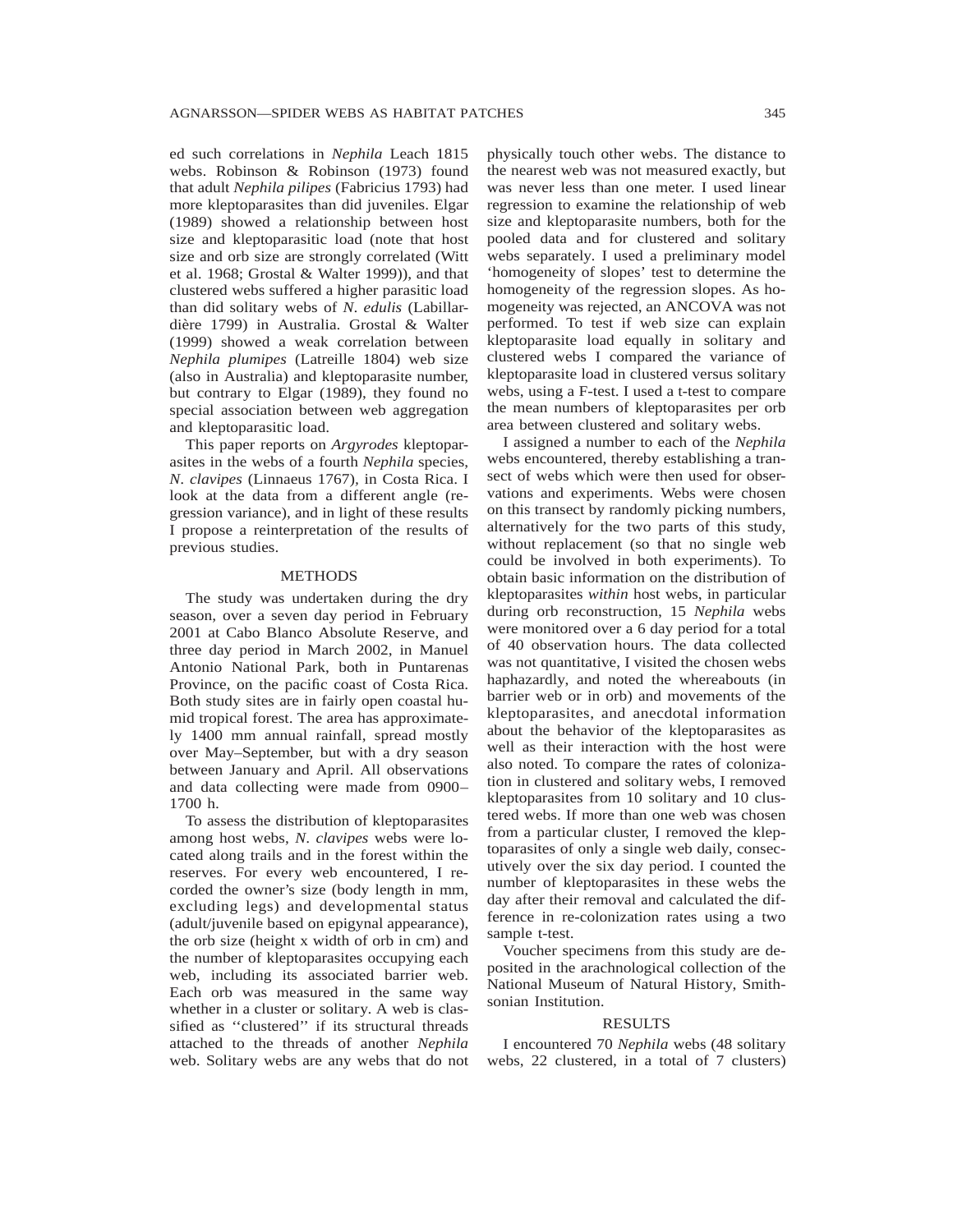ed such correlations in *Nephila* Leach 1815 webs. Robinson & Robinson (1973) found that adult *Nephila pilipes* (Fabricius 1793) had more kleptoparasites than did juveniles. Elgar (1989) showed a relationship between host size and kleptoparasitic load (note that host size and orb size are strongly correlated (Witt et al. 1968; Grostal & Walter 1999)), and that clustered webs suffered a higher parasitic load than did solitary webs of *N. edulis* (Labillardière 1799) in Australia. Grostal & Walter (1999) showed a weak correlation between *Nephila plumipes* (Latreille 1804) web size (also in Australia) and kleptoparasite number, but contrary to Elgar (1989), they found no special association between web aggregation and kleptoparasitic load.

This paper reports on *Argyrodes* kleptoparasites in the webs of a fourth *Nephila* species, *N. clavipes* (Linnaeus 1767), in Costa Rica. I look at the data from a different angle (regression variance), and in light of these results I propose a reinterpretation of the results of previous studies.

## METHODS

The study was undertaken during the dry season, over a seven day period in February 2001 at Cabo Blanco Absolute Reserve, and three day period in March 2002, in Manuel Antonio National Park, both in Puntarenas Province, on the pacific coast of Costa Rica. Both study sites are in fairly open coastal humid tropical forest. The area has approximately 1400 mm annual rainfall, spread mostly over May–September, but with a dry season between January and April. All observations and data collecting were made from 0900–1700 h.

To assess the distribution of kleptoparasites among host webs, *N. clavipes* webs were located along trails and in the forest within the reserves. For every web encountered, I recorded the owner's size (body length in mm, excluding legs) and developmental status (adult/juvenile based on epigynal appearance), the orb size (height x width of orb in cm) and the number of kleptoparasites occupying each web, including its associated barrier web. Each orb was measured in the same way whether in a cluster or solitary. A web is classified as ''clustered'' if its structural threads attached to the threads of another *Nephila* web. Solitary webs are any webs that do not physically touch other webs. The distance to the nearest web was not measured exactly, but was never less than one meter. I used linear regression to examine the relationship of web size and kleptoparasite numbers, both for the pooled data and for clustered and solitary webs separately. I used a preliminary model 'homogeneity of slopes' test to determine the homogeneity of the regression slopes. As homogeneity was rejected, an ANCOVA was not performed. To test if web size can explain kleptoparasite load equally in solitary and clustered webs I compared the variance of kleptoparasite load in clustered versus solitary webs, using a F-test. I used a t-test to compare the mean numbers of kleptoparasites per orb area between clustered and solitary webs.

I assigned a number to each of the *Nephila* webs encountered, thereby establishing a transect of webs which were then used for observations and experiments. Webs were chosen on this transect by randomly picking numbers, alternatively for the two parts of this study, without replacement (so that no single web could be involved in both experiments). To obtain basic information on the distribution of kleptoparasites *within* host webs, in particular during orb reconstruction, 15 *Nephila* webs were monitored over a 6 day period for a total of 40 observation hours. The data collected was not quantitative, I visited the chosen webs haphazardly, and noted the whereabouts (in barrier web or in orb) and movements of the kleptoparasites, and anecdotal information about the behavior of the kleptoparasites as well as their interaction with the host were also noted. To compare the rates of colonization in clustered and solitary webs, I removed kleptoparasites from 10 solitary and 10 clustered webs. If more than one web was chosen from a particular cluster, I removed the kleptoparasites of only a single web daily, consecutively over the six day period. I counted the number of kleptoparasites in these webs the day after their removal and calculated the difference in re-colonization rates using a two sample t-test.

Voucher specimens from this study are deposited in the arachnological collection of the National Museum of Natural History, Smithsonian Institution.

## RESULTS

I encountered 70 *Nephila* webs (48 solitary webs, 22 clustered, in a total of 7 clusters)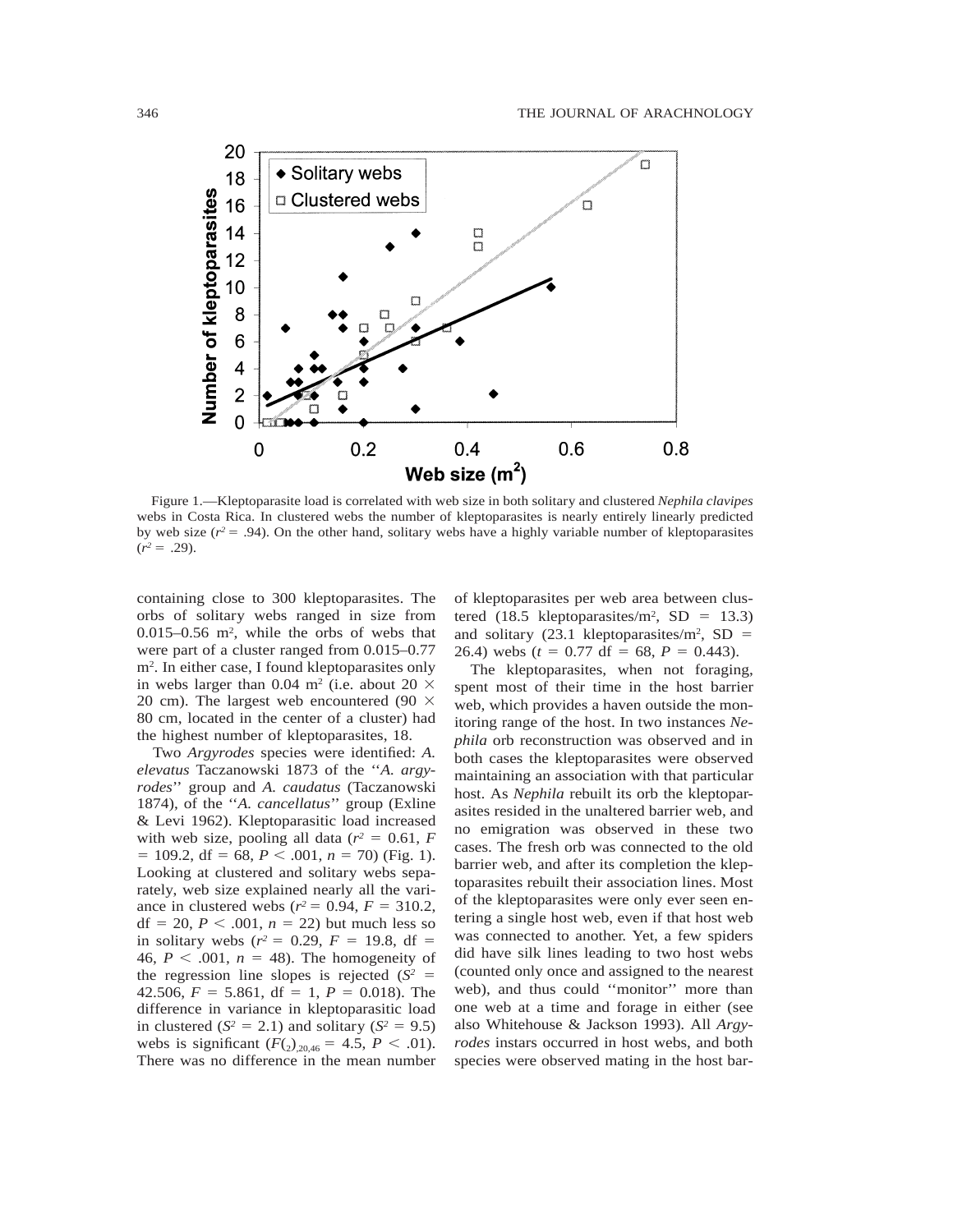Figure 1.—Kleptoparasite load is correlated with web size in both solitary and clustered *Nephila clavipes* webs in Costa Rica. In clustered webs the number of kleptoparasites is nearly entirely linearly predicted by web size ($r^2 = .94$). On the other hand, solitary webs have a highly variable number of kleptoparasites ($r^2 = .29$).

containing close to 300 kleptoparasites. The orbs of solitary webs ranged in size from 0.015–0.56 $m^2$, while the orbs of webs that were part of a cluster ranged from 0.015–0.77 $m^2$. In either case, I found kleptoparasites only in webs larger than 0.04 $m^2$ (i.e. about 20 × 20 cm). The largest web encountered (90 × 80 cm, located in the center of a cluster) had the highest number of kleptoparasites, 18.

Two *Argyrodes* species were identified: *A. elevatus* Taczanowski 1873 of the ''*A. argyrodes*'' group and *A. caudatus* (Taczanowski 1874), of the ''*A. cancellatus*'' group (Exline & Levi 1962). Kleptoparasitic load increased with web size, pooling all data ($r^2 = 0.61$, $F = 109.2$, df = 68, $P < .001$, $n = 70$) (Fig. 1). Looking at clustered and solitary webs separately, web size explained nearly all the variance in clustered webs ($r^2 = 0.94$, $F = 310.2$, df = 20, $P < .001$, $n = 22$) but much less so in solitary webs ($r^2 = 0.29$, $F = 19.8$, df = 46, $P < .001$, $n = 48$). The homogeneity of the regression line slopes is rejected ($S^2 = 42.506$, $F = 5.861$, df = 1, $P = 0.018$). The difference in variance in kleptoparasitic load in clustered ($S^2 = 2.1$) and solitary ($S^2 = 9.5$) webs is significant ($F(_2)_{20,46} = 4.5$, $P < .01$). There was no difference in the mean number of kleptoparasites per web area between clustered (18.5 kleptoparasites/$m^2$, SD = 13.3) and solitary (23.1 kleptoparasites/$m^2$, SD = 26.4) webs ($t = 0.77$ df = 68, $P = 0.443$).

The kleptoparasites, when not foraging, spent most of their time in the host barrier web, which provides a haven outside the monitoring range of the host. In two instances *Nephila* orb reconstruction was observed and in both cases the kleptoparasites were observed maintaining an association with that particular host. As *Nephila* rebuilt its orb the kleptoparasites resided in the unaltered barrier web, and no emigration was observed in these two cases. The fresh orb was connected to the old barrier web, and after its completion the kleptoparasites rebuilt their association lines. Most of the kleptoparasites were only ever seen entering a single host web, even if that host web was connected to another. Yet, a few spiders did have silk lines leading to two host webs (counted only once and assigned to the nearest web), and thus could ''monitor'' more than one web at a time and forage in either (see also Whitehouse & Jackson 1993). All *Argyrodes* instars occurred in host webs, and both species were observed mating in the host bar-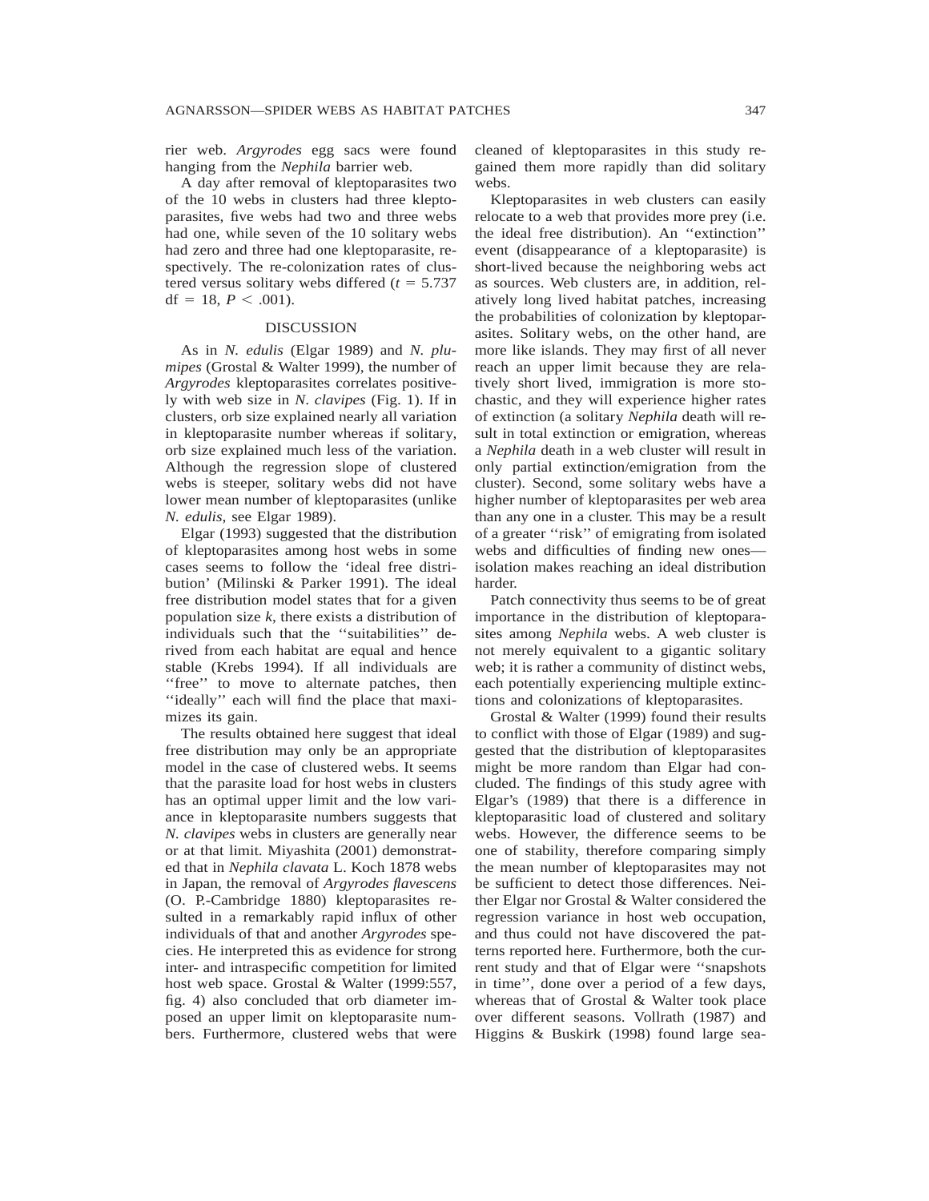rier web. *Argyrodes* egg sacs were found hanging from the *Nephila* barrier web.

A day after removal of kleptoparasites two of the 10 webs in clusters had three kleptoparasites, five webs had two and three webs had one, while seven of the 10 solitary webs had zero and three had one kleptoparasite, respectively. The re-colonization rates of clustered versus solitary webs differed ($t = 5.737$ df $= 18$, $P < .001$).

## DISCUSSION

As in *N. edulis* (Elgar 1989) and *N. plumipes* (Grostal & Walter 1999), the number of *Argyrodes* kleptoparasites correlates positively with web size in *N. clavipes* (Fig. 1). If in clusters, orb size explained nearly all variation in kleptoparasite number whereas if solitary, orb size explained much less of the variation. Although the regression slope of clustered webs is steeper, solitary webs did not have lower mean number of kleptoparasites (unlike *N. edulis*, see Elgar 1989).

Elgar (1993) suggested that the distribution of kleptoparasites among host webs in some cases seems to follow the 'ideal free distribution' (Milinski & Parker 1991). The ideal free distribution model states that for a given population size *k*, there exists a distribution of individuals such that the ''suitabilities'' derived from each habitat are equal and hence stable (Krebs 1994). If all individuals are ''free'' to move to alternate patches, then ''ideally'' each will find the place that maximizes its gain.

The results obtained here suggest that ideal free distribution may only be an appropriate model in the case of clustered webs. It seems that the parasite load for host webs in clusters has an optimal upper limit and the low variance in kleptoparasite numbers suggests that *N. clavipes* webs in clusters are generally near or at that limit. Miyashita (2001) demonstrated that in *Nephila clavata* L. Koch 1878 webs in Japan, the removal of *Argyrodes flavescens* (O. P.-Cambridge 1880) kleptoparasites resulted in a remarkably rapid influx of other individuals of that and another *Argyrodes* species. He interpreted this as evidence for strong inter- and intraspecific competition for limited host web space. Grostal & Walter (1999:557, fig. 4) also concluded that orb diameter imposed an upper limit on kleptoparasite numbers. Furthermore, clustered webs that were cleaned of kleptoparasites in this study regained them more rapidly than did solitary webs.

Kleptoparasites in web clusters can easily relocate to a web that provides more prey (i.e. the ideal free distribution). An ''extinction'' event (disappearance of a kleptoparasite) is short-lived because the neighboring webs act as sources. Web clusters are, in addition, relatively long lived habitat patches, increasing the probabilities of colonization by kleptoparasites. Solitary webs, on the other hand, are more like islands. They may first of all never reach an upper limit because they are relatively short lived, immigration is more stochastic, and they will experience higher rates of extinction (a solitary *Nephila* death will result in total extinction or emigration, whereas a *Nephila* death in a web cluster will result in only partial extinction/emigration from the cluster). Second, some solitary webs have a higher number of kleptoparasites per web area than any one in a cluster. This may be a result of a greater ''risk'' of emigrating from isolated webs and difficulties of finding new ones—isolation makes reaching an ideal distribution harder.

Patch connectivity thus seems to be of great importance in the distribution of kleptoparasites among *Nephila* webs. A web cluster is not merely equivalent to a gigantic solitary web; it is rather a community of distinct webs, each potentially experiencing multiple extinctions and colonizations of kleptoparasites.

Grostal & Walter (1999) found their results to conflict with those of Elgar (1989) and suggested that the distribution of kleptoparasites might be more random than Elgar had concluded. The findings of this study agree with Elgar's (1989) that there is a difference in kleptoparasitic load of clustered and solitary webs. However, the difference seems to be one of stability, therefore comparing simply the mean number of kleptoparasites may not be sufficient to detect those differences. Neither Elgar nor Grostal & Walter considered the regression variance in host web occupation, and thus could not have discovered the patterns reported here. Furthermore, both the current study and that of Elgar were ''snapshots in time'', done over a period of a few days, whereas that of Grostal & Walter took place over different seasons. Vollrath (1987) and Higgins & Buskirk (1998) found large sea-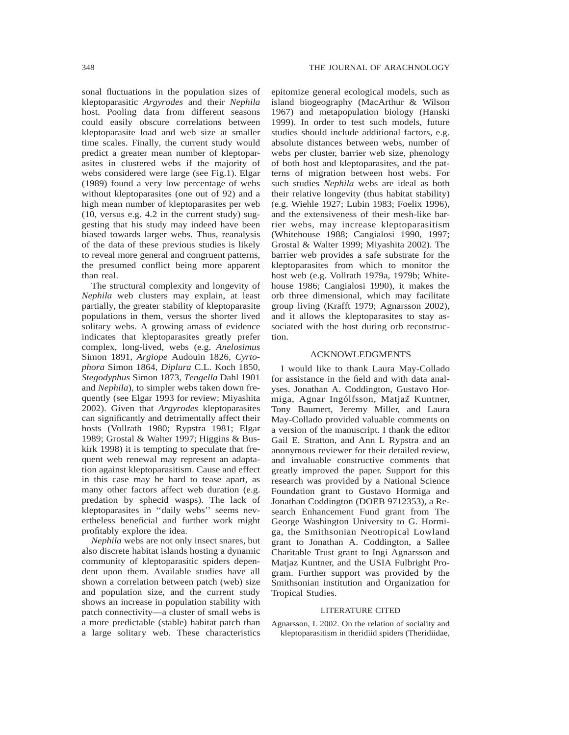sonal fluctuations in the population sizes of kleptoparasitic *Argyrodes* and their *Nephila* host. Pooling data from different seasons could easily obscure correlations between kleptoparasite load and web size at smaller time scales. Finally, the current study would predict a greater mean number of kleptoparasites in clustered webs if the majority of webs considered were large (see Fig.1). Elgar (1989) found a very low percentage of webs without kleptoparasites (one out of 92) and a high mean number of kleptoparasites per web (10, versus e.g. 4.2 in the current study) suggesting that his study may indeed have been biased towards larger webs. Thus, reanalysis of the data of these previous studies is likely to reveal more general and congruent patterns, the presumed conflict being more apparent than real.

The structural complexity and longevity of *Nephila* web clusters may explain, at least partially, the greater stability of kleptoparasite populations in them, versus the shorter lived solitary webs. A growing amass of evidence indicates that kleptoparasites greatly prefer complex, long-lived, webs (e.g. *Anelosimus* Simon 1891, *Argiope* Audouin 1826, *Cyrtophora* Simon 1864, *Diplura* C.L. Koch 1850, *Stegodyphus* Simon 1873, *Tengella* Dahl 1901 and *Nephila*), to simpler webs taken down frequently (see Elgar 1993 for review; Miyashita 2002). Given that *Argyrodes* kleptoparasites can significantly and detrimentally affect their hosts (Vollrath 1980; Rypstra 1981; Elgar 1989; Grostal & Walter 1997; Higgins & Buskirk 1998) it is tempting to speculate that frequent web renewal may represent an adaptation against kleptoparasitism. Cause and effect in this case may be hard to tease apart, as many other factors affect web duration (e.g. predation by sphecid wasps). The lack of kleptoparasites in ''daily webs'' seems nevertheless beneficial and further work might profitably explore the idea.

*Nephila* webs are not only insect snares, but also discrete habitat islands hosting a dynamic community of kleptoparasitic spiders dependent upon them. Available studies have all shown a correlation between patch (web) size and population size, and the current study shows an increase in population stability with patch connectivity—a cluster of small webs is a more predictable (stable) habitat patch than a large solitary web. These characteristics epitomize general ecological models, such as island biogeography (MacArthur & Wilson 1967) and metapopulation biology (Hanski 1999). In order to test such models, future studies should include additional factors, e.g. absolute distances between webs, number of webs per cluster, barrier web size, phenology of both host and kleptoparasites, and the patterns of migration between host webs. For such studies *Nephila* webs are ideal as both their relative longevity (thus habitat stability) (e.g. Wiehle 1927; Lubin 1983; Foelix 1996), and the extensiveness of their mesh-like barrier webs, may increase kleptoparasitism (Whitehouse 1988; Cangialosi 1990, 1997; Grostal & Walter 1999; Miyashita 2002). The barrier web provides a safe substrate for the kleptoparasites from which to monitor the host web (e.g. Vollrath 1979a, 1979b; Whitehouse 1986; Cangialosi 1990), it makes the orb three dimensional, which may facilitate group living (Krafft 1979; Agnarsson 2002), and it allows the kleptoparasites to stay associated with the host during orb reconstruction.

## ACKNOWLEDGMENTS

I would like to thank Laura May-Collado for assistance in the field and with data analyses. Jonathan A. Coddington, Gustavo Hormiga, Agnar Ingólfsson, Matjaž Kuntner, Tony Baumert, Jeremy Miller, and Laura May-Collado provided valuable comments on a version of the manuscript. I thank the editor Gail E. Stratton, and Ann L Rypstra and an anonymous reviewer for their detailed review, and invaluable constructive comments that greatly improved the paper. Support for this research was provided by a National Science Foundation grant to Gustavo Hormiga and Jonathan Coddington (DOEB 9712353), a Research Enhancement Fund grant from The George Washington University to G. Hormiga, the Smithsonian Neotropical Lowland grant to Jonathan A. Coddington, a Sallee Charitable Trust grant to Ingi Agnarsson and Matjaz Kuntner, and the USIA Fulbright Program. Further support was provided by the Smithsonian institution and Organization for Tropical Studies.

## LITERATURE CITED

Agnarsson, I. 2002. On the relation of sociality and kleptoparasitism in theridiid spiders (Theridiidae,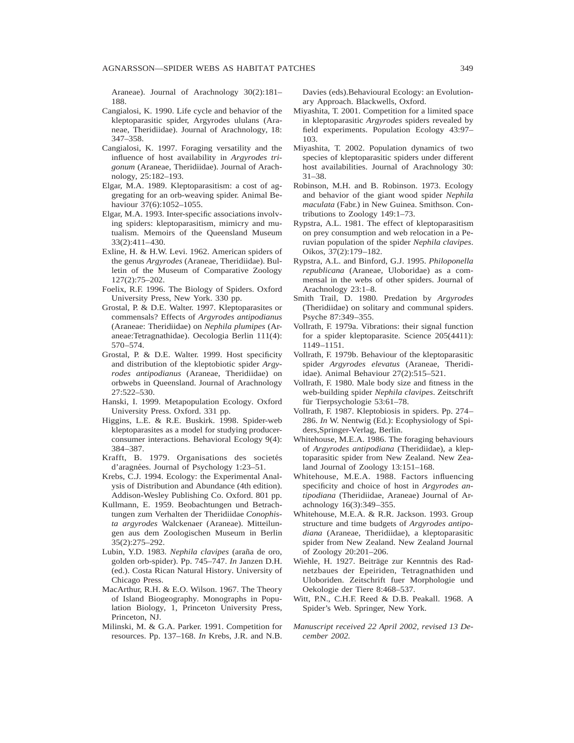Araneae). Journal of Arachnology 30(2):181–188.

Cangialosi, K. 1990. Life cycle and behavior of the kleptoparasitic spider, Argyrodes ululans (Araneae, Theridiidae). Journal of Arachnology, 18: 347–358.

Cangialosi, K. 1997. Foraging versatility and the influence of host availability in *Argyrodes trigonum* (Araneae, Theridiidae). Journal of Arachnology, 25:182–193.

Elgar, M.A. 1989. Kleptoparasitism: a cost of aggregating for an orb-weaving spider. Animal Behaviour 37(6):1052–1055.

Elgar, M.A. 1993. Inter-specific associations involving spiders: kleptoparasitism, mimicry and mutualism. Memoirs of the Queensland Museum 33(2):411–430.

Exline, H. & H.W. Levi. 1962. American spiders of the genus *Argyrodes* (Araneae, Theridiidae). Bulletin of the Museum of Comparative Zoology 127(2):75–202.

Foelix, R.F. 1996. The Biology of Spiders. Oxford University Press, New York. 330 pp.

Grostal, P. & D.E. Walter. 1997. Kleptoparasites or commensals? Effects of *Argyrodes antipodianus* (Araneae: Theridiidae) on *Nephila plumipes* (Araneae:Tetragnathidae). Oecologia Berlin 111(4): 570–574.

Grostal, P. & D.E. Walter. 1999. Host specificity and distribution of the kleptobiotic spider *Argyrodes antipodianus* (Araneae, Theridiidae) on orbwebs in Queensland. Journal of Arachnology 27:522–530.

Hanski, I. 1999. Metapopulation Ecology. Oxford University Press. Oxford. 331 pp.

Higgins, L.E. & R.E. Buskirk. 1998. Spider-web kleptoparasites as a model for studying producer-consumer interactions. Behavioral Ecology 9(4): 384–387.

Krafft, B. 1979. Organisations des societés d'aragnées. Journal of Psychology 1:23–51.

Krebs, C.J. 1994. Ecology: the Experimental Analysis of Distribution and Abundance (4th edition). Addison-Wesley Publishing Co. Oxford. 801 pp.

Kullmann, E. 1959. Beobachtungen und Betrachtungen zum Verhalten der Theridiidae *Conophista argyrodes* Walckenaer (Araneae). Mitteilungen aus dem Zoologischen Museum in Berlin 35(2):275–292.

Lubin, Y.D. 1983. *Nephila clavipes* (araña de oro, golden orb-spider). Pp. 745–747. *In* Janzen D.H. (ed.). Costa Rican Natural History. University of Chicago Press.

MacArthur, R.H. & E.O. Wilson. 1967. The Theory of Island Biogeography. Monographs in Population Biology, 1, Princeton University Press, Princeton, NJ.

Milinski, M. & G.A. Parker. 1991. Competition for resources. Pp. 137–168. *In* Krebs, J.R. and N.B. Davies (eds).Behavioural Ecology: an Evolutionary Approach. Blackwells, Oxford.

Miyashita, T. 2001. Competition for a limited space in kleptoparasitic *Argyrodes* spiders revealed by field experiments. Population Ecology 43:97–103.

Miyashita, T. 2002. Population dynamics of two species of kleptoparasitic spiders under different host availabilities. Journal of Arachnology 30: 31–38.

Robinson, M.H. and B. Robinson. 1973. Ecology and behavior of the giant wood spider *Nephila maculata* (Fabr.) in New Guinea. Smithson. Contributions to Zoology 149:1–73.

Rypstra, A.L. 1981. The effect of kleptoparasitism on prey consumption and web relocation in a Peruvian population of the spider *Nephila clavipes*. Oikos, 37(2):179–182.

Rypstra, A.L. and Binford, G.J. 1995. *Philoponella republicana* (Araneae, Uloboridae) as a commensal in the webs of other spiders. Journal of Arachnology 23:1–8.

Smith Trail, D. 1980. Predation by *Argyrodes* (Theridiidae) on solitary and communal spiders. Psyche 87:349–355.

Vollrath, F. 1979a. Vibrations: their signal function for a spider kleptoparasite. Science 205(4411): 1149–1151.

Vollrath, F. 1979b. Behaviour of the kleptoparasitic spider *Argyrodes elevatus* (Araneae, Theridiidae). Animal Behaviour 27(2):515–521.

Vollrath, F. 1980. Male body size and fitness in the web-building spider *Nephila clavipes*. Zeitschrift für Tierpsychologie 53:61–78.

Vollrath, F. 1987. Kleptobiosis in spiders. Pp. 274–286. *In* W. Nentwig (Ed.): Ecophysiology of Spiders,Springer-Verlag, Berlin.

Whitehouse, M.E.A. 1986. The foraging behaviours of *Argyrodes antipodiana* (Theridiidae), a kleptoparasitic spider from New Zealand. New Zealand Journal of Zoology 13:151–168.

Whitehouse, M.E.A. 1988. Factors influencing specificity and choice of host in *Argyrodes antipodiana* (Theridiidae, Araneae) Journal of Arachnology 16(3):349–355.

Whitehouse, M.E.A. & R.R. Jackson. 1993. Group structure and time budgets of *Argyrodes antipodiana* (Araneae, Theridiidae), a kleptoparasitic spider from New Zealand. New Zealand Journal of Zoology 20:201–206.

Wiehle, H. 1927. Beiträge zur Kenntnis des Radnetzbaues der Epeiriden, Tetragnathiden und Uloboriden. Zeitschrift fuer Morphologie und Oekologie der Tiere 8:468–537.

Witt, P.N., C.H.F. Reed & D.B. Peakall. 1968. A Spider's Web. Springer, New York.

*Manuscript received 22 April 2002, revised 13 December 2002.*